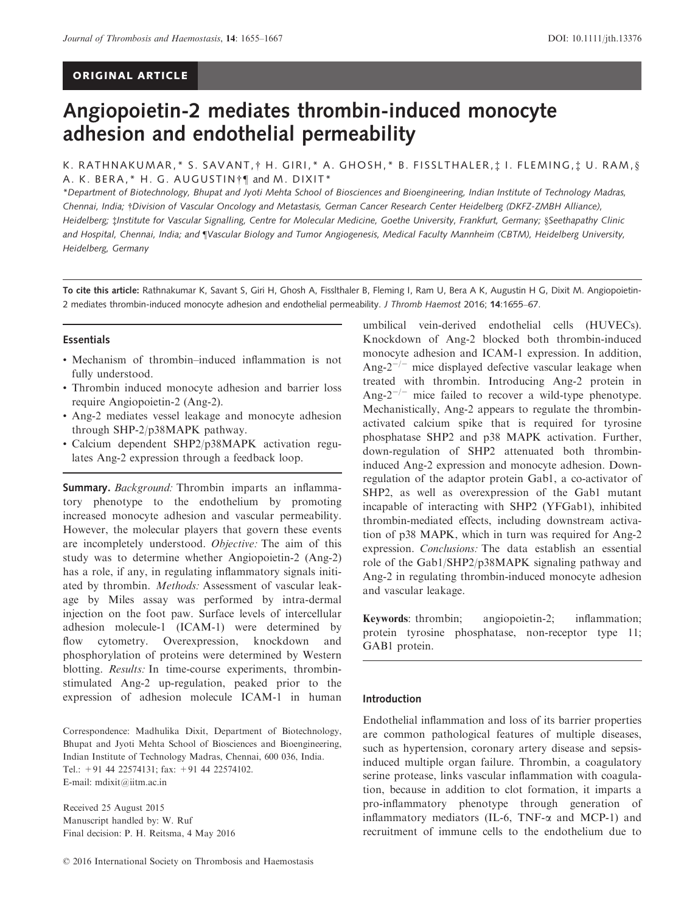ORIGINAL ARTICLE

# Angiopoietin-2 mediates thrombin-induced monocyte adhesion and endothelial permeability

K. RATHNAKUMAR,* S. SAVANT,† H. GIRI,* A. GHOSH,* B. FISSLTHALER,‡ I. FLEMING,‡ U. RAM,§ A. K. BERA,* H. G. AUGUSTIN†¶ and M. DIXIT*

*Department of Biotechnology, Bhupat and Jyoti Mehta School of Biosciences and Bioengineering, Indian Institute of Technology Madras, Chennai, India; †Division of Vascular Oncology and Metastasis, German Cancer Research Center Heidelberg (DKFZ-ZMBH Alliance), Heidelberg; ‡Institute for Vascular Signalling, Centre for Molecular Medicine, Goethe University, Frankfurt, Germany; §Seethapathy Clinic and Hospital, Chennai, India; and ¶Vascular Biology and Tumor Angiogenesis, Medical Faculty Mannheim (CBTM), Heidelberg University, Heidelberg, Germany

**To cite this article:** Rathnakumar K, Savant S, Giri H, Ghosh A, Fisslthaler B, Fleming I, Ram U, Bera A K, Augustin H G, Dixit M. Angiopoietin-2 mediates thrombin-induced monocyte adhesion and endothelial permeability. *J Thromb Haemost* 2016; **14**:1655–67.

## Essentials

- Mechanism of thrombin–induced inflammation is not fully understood.
- Thrombin induced monocyte adhesion and barrier loss require Angiopoietin-2 (Ang-2).
- Ang-2 mediates vessel leakage and monocyte adhesion through SHP-2/p38MAPK pathway.
- Calcium dependent SHP2/p38MAPK activation regulates Ang-2 expression through a feedback loop.

**Summary.** *Background:* Thrombin imparts an inflammatory phenotype to the endothelium by promoting increased monocyte adhesion and vascular permeability. However, the molecular players that govern these events are incompletely understood. *Objective:* The aim of this study was to determine whether Angiopoietin-2 (Ang-2) has a role, if any, in regulating inflammatory signals initiated by thrombin. *Methods:* Assessment of vascular leakage by Miles assay was performed by intra-dermal injection on the foot paw. Surface levels of intercellular adhesion molecule-1 (ICAM-1) were determined by flow cytometry. Overexpression, knockdown and phosphorylation of proteins were determined by Western blotting. *Results:* In time-course experiments, thrombin-stimulated Ang-2 up-regulation, peaked prior to the expression of adhesion molecule ICAM-1 in human umbilical vein-derived endothelial cells (HUVECs). Knockdown of Ang-2 blocked both thrombin-induced monocyte adhesion and ICAM-1 expression. In addition, Ang-$2^{-/-}$ mice displayed defective vascular leakage when treated with thrombin. Introducing Ang-2 protein in Ang-$2^{-/-}$ mice failed to recover a wild-type phenotype. Mechanistically, Ang-2 appears to regulate the thrombin-activated calcium spike that is required for tyrosine phosphatase SHP2 and p38 MAPK activation. Further, down-regulation of SHP2 attenuated both thrombin-induced Ang-2 expression and monocyte adhesion. Down-regulation of the adaptor protein Gab1, a co-activator of SHP2, as well as overexpression of the Gab1 mutant incapable of interacting with SHP2 (YFGab1), inhibited thrombin-mediated effects, including downstream activation of p38 MAPK, which in turn was required for Ang-2 expression. *Conclusions:* The data establish an essential role of the Gab1/SHP2/p38MAPK signaling pathway and Ang-2 in regulating thrombin-induced monocyte adhesion and vascular leakage.

**Keywords**: thrombin; angiopoietin-2; inflammation; protein tyrosine phosphatase, non-receptor type 11; GAB1 protein.

Correspondence: Madhulika Dixit, Department of Biotechnology, Bhupat and Jyoti Mehta School of Biosciences and Bioengineering, Indian Institute of Technology Madras, Chennai, 600 036, India.
Tel.: +91 44 22574131; fax: +91 44 22574102.
E-mail: mdixit@iitm.ac.in

Received 25 August 2015
Manuscript handled by: W. Ruf
Final decision: P. H. Reitsma, 4 May 2016

## Introduction

Endothelial inflammation and loss of its barrier properties are common pathological features of multiple diseases, such as hypertension, coronary artery disease and sepsis-induced multiple organ failure. Thrombin, a coagulatory serine protease, links vascular inflammation with coagulation, because in addition to clot formation, it imparts a pro-inflammatory phenotype through generation of inflammatory mediators (IL-6, TNF-α and MCP-1) and recruitment of immune cells to the endothelium due to

© 2016 International Society on Thrombosis and Haemostasis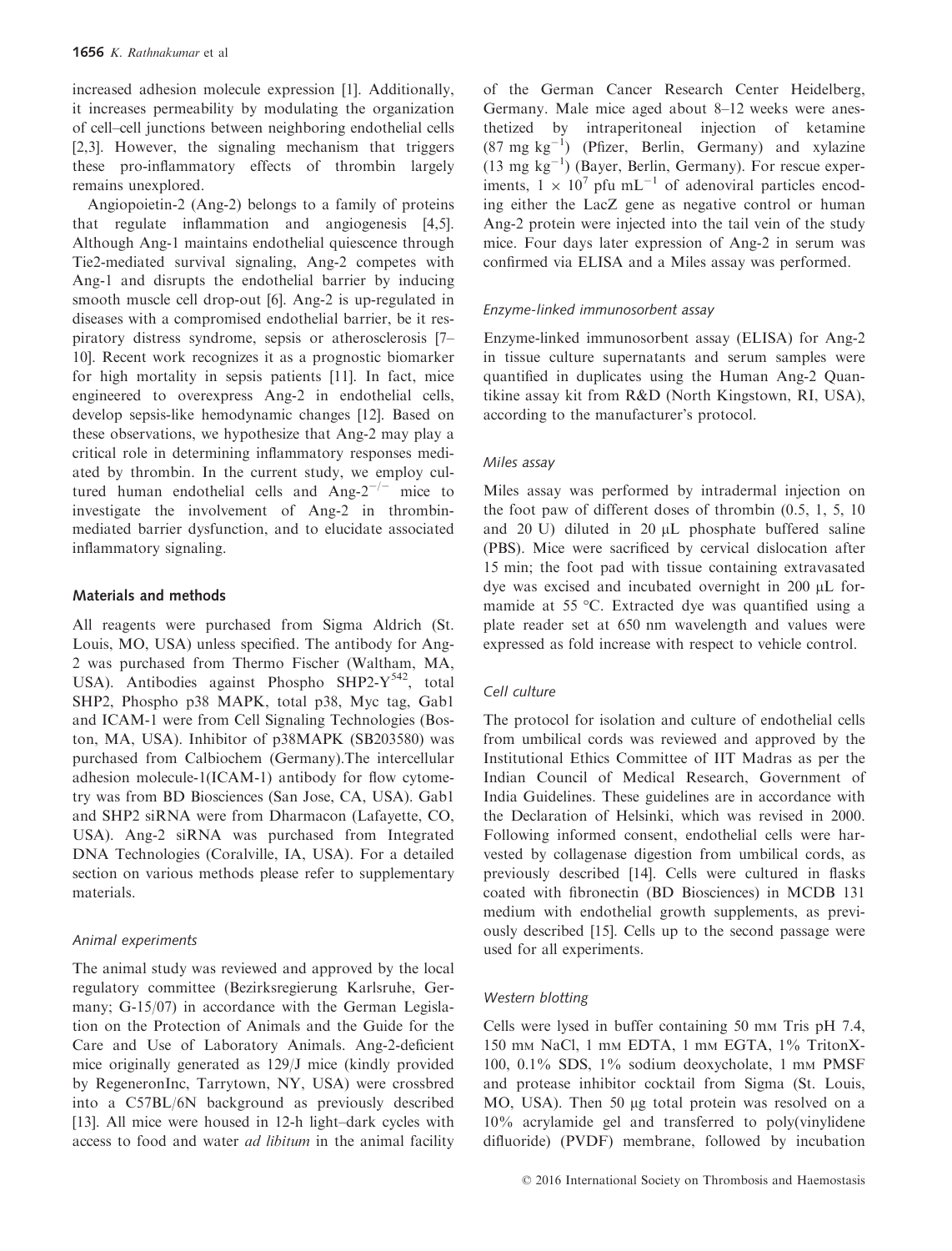increased adhesion molecule expression [1]. Additionally, it increases permeability by modulating the organization of cell–cell junctions between neighboring endothelial cells [2,3]. However, the signaling mechanism that triggers these pro-inflammatory effects of thrombin largely remains unexplored.

Angiopoietin-2 (Ang-2) belongs to a family of proteins that regulate inflammation and angiogenesis [4,5]. Although Ang-1 maintains endothelial quiescence through Tie2-mediated survival signaling, Ang-2 competes with Ang-1 and disrupts the endothelial barrier by inducing smooth muscle cell drop-out [6]. Ang-2 is up-regulated in diseases with a compromised endothelial barrier, be it respiratory distress syndrome, sepsis or atherosclerosis [7–10]. Recent work recognizes it as a prognostic biomarker for high mortality in sepsis patients [11]. In fact, mice engineered to overexpress Ang-2 in endothelial cells, develop sepsis-like hemodynamic changes [12]. Based on these observations, we hypothesize that Ang-2 may play a critical role in determining inflammatory responses mediated by thrombin. In the current study, we employ cultured human endothelial cells and Ang-$2^{-/-}$ mice to investigate the involvement of Ang-2 in thrombin-mediated barrier dysfunction, and to elucidate associated inflammatory signaling.

## Materials and methods

All reagents were purchased from Sigma Aldrich (St. Louis, MO, USA) unless specified. The antibody for Ang-2 was purchased from Thermo Fischer (Waltham, MA, USA). Antibodies against Phospho SHP2-$Y^{542}$, total SHP2, Phospho p38 MAPK, total p38, Myc tag, Gab1 and ICAM-1 were from Cell Signaling Technologies (Boston, MA, USA). Inhibitor of p38MAPK (SB203580) was purchased from Calbiochem (Germany).The intercellular adhesion molecule-1(ICAM-1) antibody for flow cytometry was from BD Biosciences (San Jose, CA, USA). Gab1 and SHP2 siRNA were from Dharmacon (Lafayette, CO, USA). Ang-2 siRNA was purchased from Integrated DNA Technologies (Coralville, IA, USA). For a detailed section on various methods please refer to supplementary materials.

### *Animal experiments*

The animal study was reviewed and approved by the local regulatory committee (Bezirksregierung Karlsruhe, Germany; G-15/07) in accordance with the German Legislation on the Protection of Animals and the Guide for the Care and Use of Laboratory Animals. Ang-2-deficient mice originally generated as 129/J mice (kindly provided by RegeneronInc, Tarrytown, NY, USA) were crossbred into a C57BL/6N background as previously described [13]. All mice were housed in 12-h light–dark cycles with access to food and water *ad libitum* in the animal facility of the German Cancer Research Center Heidelberg, Germany. Male mice aged about 8–12 weeks were anesthetized by intraperitoneal injection of ketamine (87 mg $kg^{-1}$) (Pfizer, Berlin, Germany) and xylazine (13 mg $kg^{-1}$) (Bayer, Berlin, Germany). For rescue experiments, $1 \times 10^7$ pfu $mL^{-1}$ of adenoviral particles encoding either the LacZ gene as negative control or human Ang-2 protein were injected into the tail vein of the study mice. Four days later expression of Ang-2 in serum was confirmed via ELISA and a Miles assay was performed.

### *Enzyme-linked immunosorbent assay*

Enzyme-linked immunosorbent assay (ELISA) for Ang-2 in tissue culture supernatants and serum samples were quantified in duplicates using the Human Ang-2 Quantikine assay kit from R&D (North Kingstown, RI, USA), according to the manufacturer's protocol.

### *Miles assay*

Miles assay was performed by intradermal injection on the foot paw of different doses of thrombin (0.5, 1, 5, 10 and 20 U) diluted in 20 μL phosphate buffered saline (PBS). Mice were sacrificed by cervical dislocation after 15 min; the foot pad with tissue containing extravasated dye was excised and incubated overnight in 200 μL formamide at 55 °C. Extracted dye was quantified using a plate reader set at 650 nm wavelength and values were expressed as fold increase with respect to vehicle control.

### *Cell culture*

The protocol for isolation and culture of endothelial cells from umbilical cords was reviewed and approved by the Institutional Ethics Committee of IIT Madras as per the Indian Council of Medical Research, Government of India Guidelines. These guidelines are in accordance with the Declaration of Helsinki, which was revised in 2000. Following informed consent, endothelial cells were harvested by collagenase digestion from umbilical cords, as previously described [14]. Cells were cultured in flasks coated with fibronectin (BD Biosciences) in MCDB 131 medium with endothelial growth supplements, as previously described [15]. Cells up to the second passage were used for all experiments.

### *Western blotting*

Cells were lysed in buffer containing 50 mm Tris pH 7.4, 150 mm NaCl, 1 mm EDTA, 1 mm EGTA, 1% TritonX-100, 0.1% SDS, 1% sodium deoxycholate, 1 mm PMSF and protease inhibitor cocktail from Sigma (St. Louis, MO, USA). Then 50 μg total protein was resolved on a 10% acrylamide gel and transferred to poly(vinylidene difluoride) (PVDF) membrane, followed by incubation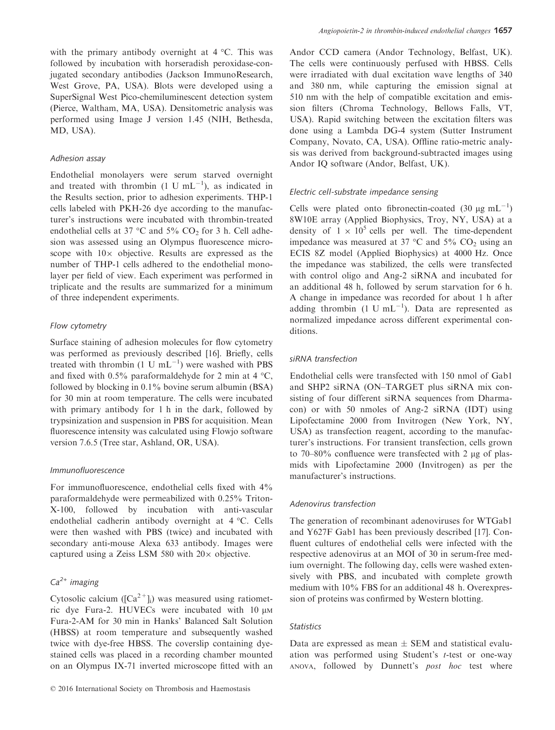with the primary antibody overnight at 4 °C. This was followed by incubation with horseradish peroxidase-conjugated secondary antibodies (Jackson ImmunoResearch, West Grove, PA, USA). Blots were developed using a SuperSignal West Pico-chemiluminescent detection system (Pierce, Waltham, MA, USA). Densitometric analysis was performed using Image J version 1.45 (NIH, Bethesda, MD, USA).

### *Adhesion assay*

Endothelial monolayers were serum starved overnight and treated with thrombin (1 U $mL^{-1}$), as indicated in the Results section, prior to adhesion experiments. THP-1 cells labeled with PKH-26 dye according to the manufacturer's instructions were incubated with thrombin-treated endothelial cells at 37 °C and 5% $CO_2$ for 3 h. Cell adhesion was assessed using an Olympus fluorescence microscope with 10× objective. Results are expressed as the number of THP-1 cells adhered to the endothelial monolayer per field of view. Each experiment was performed in triplicate and the results are summarized for a minimum of three independent experiments.

### *Flow cytometry*

Surface staining of adhesion molecules for flow cytometry was performed as previously described [16]. Briefly, cells treated with thrombin (1 U $mL^{-1}$) were washed with PBS and fixed with 0.5% paraformaldehyde for 2 min at 4 °C, followed by blocking in 0.1% bovine serum albumin (BSA) for 30 min at room temperature. The cells were incubated with primary antibody for 1 h in the dark, followed by trypsinization and suspension in PBS for acquisition. Mean fluorescence intensity was calculated using Flowjo software version 7.6.5 (Tree star, Ashland, OR, USA).

### *Immunofluorescence*

For immunofluorescence, endothelial cells fixed with 4% paraformaldehyde were permeabilized with 0.25% Triton-X-100, followed by incubation with anti-vascular endothelial cadherin antibody overnight at 4 °C. Cells were then washed with PBS (twice) and incubated with secondary anti-mouse Alexa 633 antibody. Images were captured using a Zeiss LSM 580 with 20× objective.

### *$Ca^{2+}$ imaging*

Cytosolic calcium ($[Ca^{2+}]_i$) was measured using ratiometric dye Fura-2. HUVECs were incubated with 10 μM Fura-2-AM for 30 min in Hanks' Balanced Salt Solution (HBSS) at room temperature and subsequently washed twice with dye-free HBSS. The coverslip containing dye-stained cells was placed in a recording chamber mounted on an Olympus IX-71 inverted microscope fitted with an Andor CCD camera (Andor Technology, Belfast, UK). The cells were continuously perfused with HBSS. Cells were irradiated with dual excitation wave lengths of 340 and 380 nm, while capturing the emission signal at 510 nm with the help of compatible excitation and emission filters (Chroma Technology, Bellows Falls, VT, USA). Rapid switching between the excitation filters was done using a Lambda DG-4 system (Sutter Instrument Company, Novato, CA, USA). Offline ratio-metric analysis was derived from background-subtracted images using Andor IQ software (Andor, Belfast, UK).

### *Electric cell-substrate impedance sensing*

Cells were plated onto fibronectin-coated (30 μg $mL^{-1}$) 8W10E array (Applied Biophysics, Troy, NY, USA) at a density of $1 \times 10^5$ cells per well. The time-dependent impedance was measured at 37 °C and 5% $CO_2$ using an ECIS 8Z model (Applied Biophysics) at 4000 Hz. Once the impedance was stabilized, the cells were transfected with control oligo and Ang-2 siRNA and incubated for an additional 48 h, followed by serum starvation for 6 h. A change in impedance was recorded for about 1 h after adding thrombin (1 U $mL^{-1}$). Data are represented as normalized impedance across different experimental conditions.

### *siRNA transfection*

Endothelial cells were transfected with 150 nmol of Gab1 and SHP2 siRNA (ON–TARGET plus siRNA mix consisting of four different siRNA sequences from Dharmacon) or with 50 nmoles of Ang-2 siRNA (IDT) using Lipofectamine 2000 from Invitrogen (New York, NY, USA) as transfection reagent, according to the manufacturer's instructions. For transient transfection, cells grown to 70–80% confluence were transfected with 2 μg of plasmids with Lipofectamine 2000 (Invitrogen) as per the manufacturer's instructions.

### *Adenovirus transfection*

The generation of recombinant adenoviruses for WTGab1 and Y627F Gab1 has been previously described [17]. Confluent cultures of endothelial cells were infected with the respective adenovirus at an MOI of 30 in serum-free medium overnight. The following day, cells were washed extensively with PBS, and incubated with complete growth medium with 10% FBS for an additional 48 h. Overexpression of proteins was confirmed by Western blotting.

### *Statistics*

Data are expressed as mean ± SEM and statistical evaluation was performed using Student's *t*-test or one-way ANOVA, followed by Dunnett's *post hoc* test where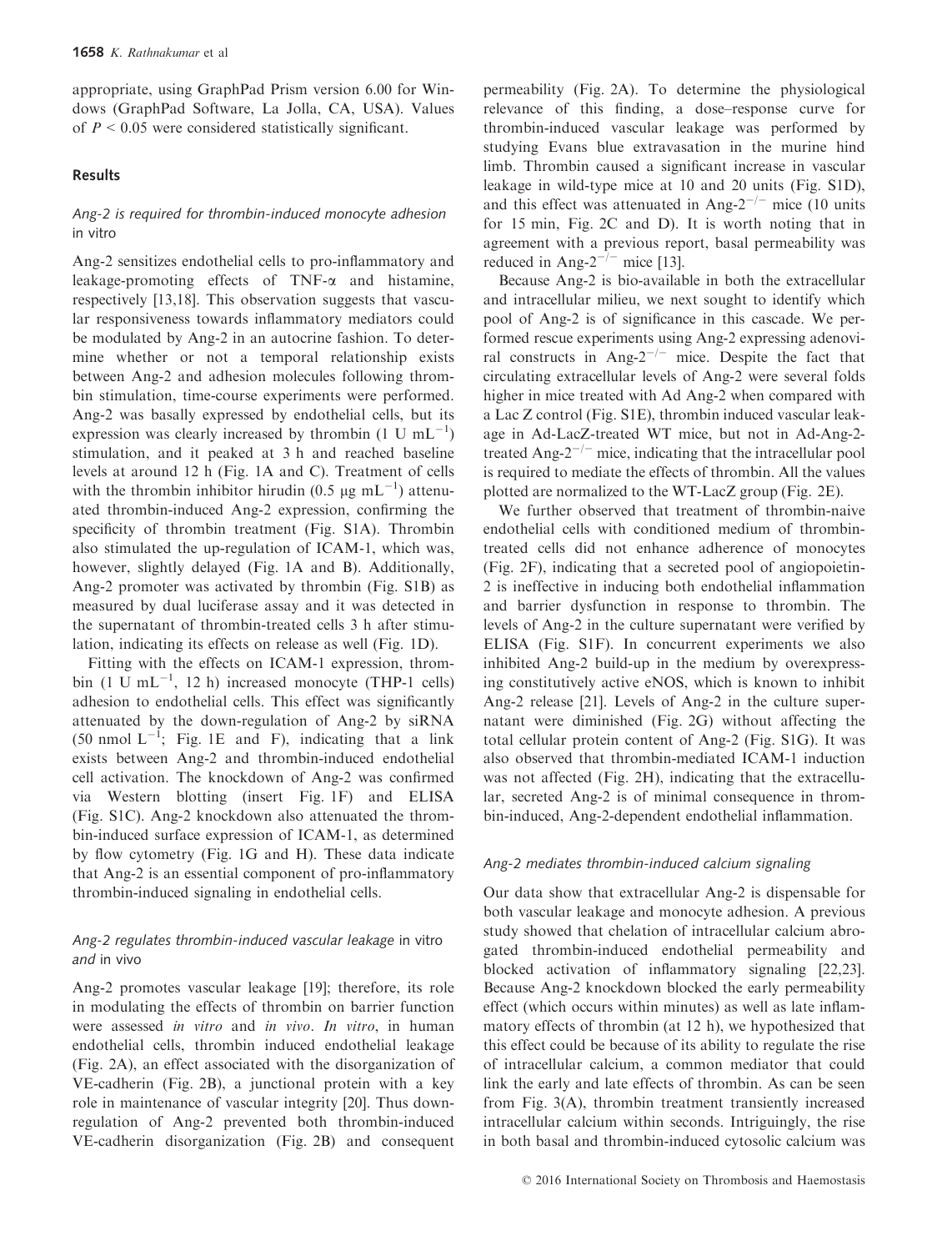appropriate, using GraphPad Prism version 6.00 for Windows (GraphPad Software, La Jolla, CA, USA). Values of $P < 0.05$ were considered statistically significant.

## Results

### Ang-2 is required for thrombin-induced monocyte adhesion *in vitro*

Ang-2 sensitizes endothelial cells to pro-inflammatory and leakage-promoting effects of TNF-$\alpha$ and histamine, respectively [13,18]. This observation suggests that vascular responsiveness towards inflammatory mediators could be modulated by Ang-2 in an autocrine fashion. To determine whether or not a temporal relationship exists between Ang-2 and adhesion molecules following thrombin stimulation, time-course experiments were performed. Ang-2 was basally expressed by endothelial cells, but its expression was clearly increased by thrombin (1 U $mL^{-1}$) stimulation, and it peaked at 3 h and reached baseline levels at around 12 h (Fig. 1A and C). Treatment of cells with the thrombin inhibitor hirudin (0.5 μg $mL^{-1}$) attenuated thrombin-induced Ang-2 expression, confirming the specificity of thrombin treatment (Fig. S1A). Thrombin also stimulated the up-regulation of ICAM-1, which was, however, slightly delayed (Fig. 1A and B). Additionally, Ang-2 promoter was activated by thrombin (Fig. S1B) as measured by dual luciferase assay and it was detected in the supernatant of thrombin-treated cells 3 h after stimulation, indicating its effects on release as well (Fig. 1D).

Fitting with the effects on ICAM-1 expression, thrombin (1 U $mL^{-1}$, 12 h) increased monocyte (THP-1 cells) adhesion to endothelial cells. This effect was significantly attenuated by the down-regulation of Ang-2 by siRNA (50 nmol $L^{-1}$; Fig. 1E and F), indicating that a link exists between Ang-2 and thrombin-induced endothelial cell activation. The knockdown of Ang-2 was confirmed via Western blotting (insert Fig. 1F) and ELISA (Fig. S1C). Ang-2 knockdown also attenuated the thrombin-induced surface expression of ICAM-1, as determined by flow cytometry (Fig. 1G and H). These data indicate that Ang-2 is an essential component of pro-inflammatory thrombin-induced signaling in endothelial cells.

### Ang-2 regulates thrombin-induced vascular leakage *in vitro* and *in vivo*

Ang-2 promotes vascular leakage [19]; therefore, its role in modulating the effects of thrombin on barrier function were assessed *in vitro* and *in vivo*. *In vitro*, in human endothelial cells, thrombin induced endothelial leakage (Fig. 2A), an effect associated with the disorganization of VE-cadherin (Fig. 2B), a junctional protein with a key role in maintenance of vascular integrity [20]. Thus down-regulation of Ang-2 prevented both thrombin-induced VE-cadherin disorganization (Fig. 2B) and consequent permeability (Fig. 2A). To determine the physiological relevance of this finding, a dose–response curve for thrombin-induced vascular leakage was performed by studying Evans blue extravasation in the murine hind limb. Thrombin caused a significant increase in vascular leakage in wild-type mice at 10 and 20 units (Fig. S1D), and this effect was attenuated in Ang-$2^{-/-}$ mice (10 units for 15 min, Fig. 2C and D). It is worth noting that in agreement with a previous report, basal permeability was reduced in Ang-$2^{-/-}$ mice [13].

Because Ang-2 is bio-available in both the extracellular and intracellular milieu, we next sought to identify which pool of Ang-2 is of significance in this cascade. We performed rescue experiments using Ang-2 expressing adenoviral constructs in Ang-$2^{-/-}$ mice. Despite the fact that circulating extracellular levels of Ang-2 were several folds higher in mice treated with Ad Ang-2 when compared with a Lac Z control (Fig. S1E), thrombin induced vascular leakage in Ad-LacZ-treated WT mice, but not in Ad-Ang-2-treated Ang-$2^{-/-}$ mice, indicating that the intracellular pool is required to mediate the effects of thrombin. All the values plotted are normalized to the WT-LacZ group (Fig. 2E).

We further observed that treatment of thrombin-naive endothelial cells with conditioned medium of thrombin-treated cells did not enhance adherence of monocytes (Fig. 2F), indicating that a secreted pool of angiopoietin-2 is ineffective in inducing both endothelial inflammation and barrier dysfunction in response to thrombin. The levels of Ang-2 in the culture supernatant were verified by ELISA (Fig. S1F). In concurrent experiments we also inhibited Ang-2 build-up in the medium by overexpressing constitutively active eNOS, which is known to inhibit Ang-2 release [21]. Levels of Ang-2 in the culture supernatant were diminished (Fig. 2G) without affecting the total cellular protein content of Ang-2 (Fig. S1G). It was also observed that thrombin-mediated ICAM-1 induction was not affected (Fig. 2H), indicating that the extracellular, secreted Ang-2 is of minimal consequence in thrombin-induced, Ang-2-dependent endothelial inflammation.

### Ang-2 mediates thrombin-induced calcium signaling

Our data show that extracellular Ang-2 is dispensable for both vascular leakage and monocyte adhesion. A previous study showed that chelation of intracellular calcium abrogated thrombin-induced endothelial permeability and blocked activation of inflammatory signaling [22,23]. Because Ang-2 knockdown blocked the early permeability effect (which occurs within minutes) as well as late inflammatory effects of thrombin (at 12 h), we hypothesized that this effect could be because of its ability to regulate the rise of intracellular calcium, a common mediator that could link the early and late effects of thrombin. As can be seen from Fig. 3(A), thrombin treatment transiently increased intracellular calcium within seconds. Intriguingly, the rise in both basal and thrombin-induced cytosolic calcium was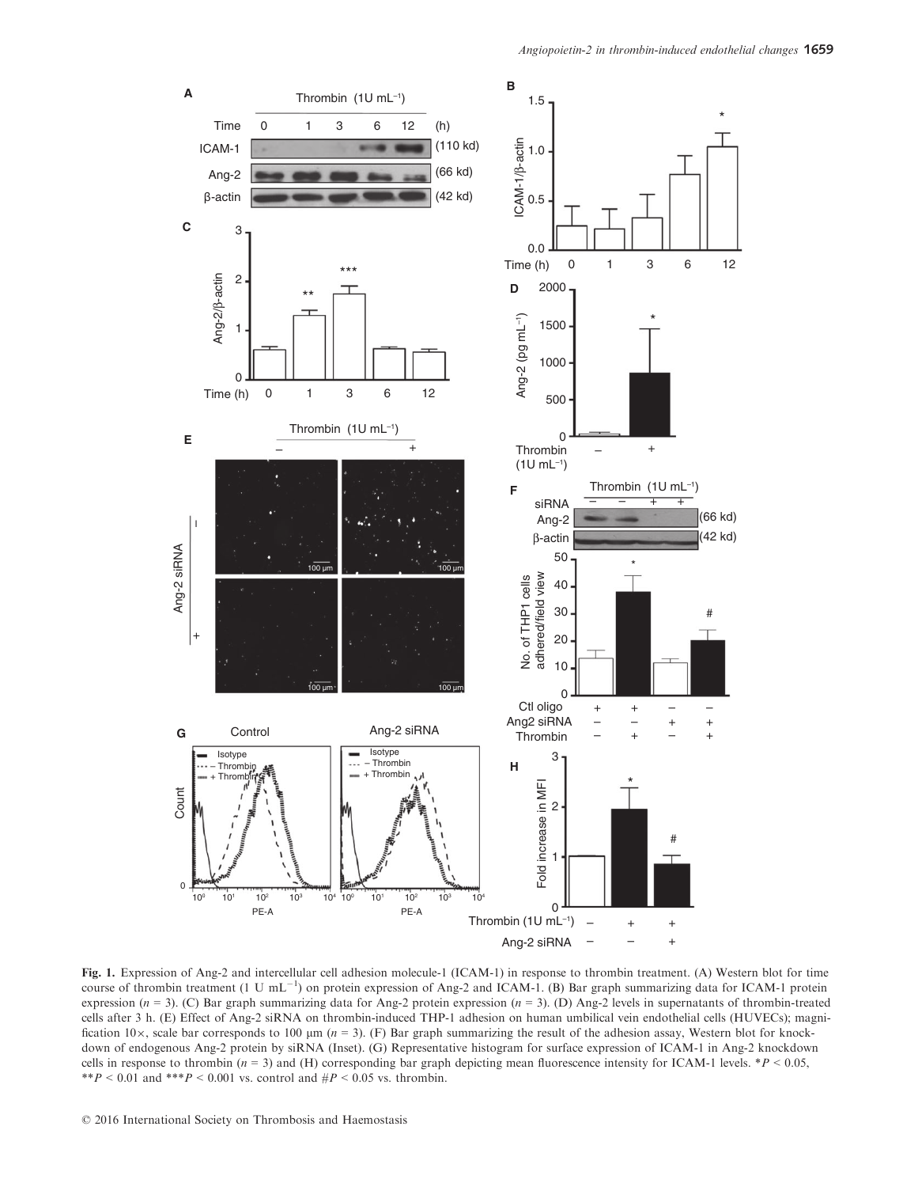**Fig. 1.** Expression of Ang-2 and intercellular cell adhesion molecule-1 (ICAM-1) in response to thrombin treatment. (A) Western blot for time course of thrombin treatment (1 U $mL^{-1}$) on protein expression of Ang-2 and ICAM-1. (B) Bar graph summarizing data for ICAM-1 protein expression ($n$ = 3). (C) Bar graph summarizing data for Ang-2 protein expression ($n$ = 3). (D) Ang-2 levels in supernatants of thrombin-treated cells after 3 h. (E) Effect of Ang-2 siRNA on thrombin-induced THP-1 adhesion on human umbilical vein endothelial cells (HUVECs); magnification 10×, scale bar corresponds to 100 μm ($n$ = 3). (F) Bar graph summarizing the result of the adhesion assay, Western blot for knockdown of endogenous Ang-2 protein by siRNA (Inset). (G) Representative histogram for surface expression of ICAM-1 in Ang-2 knockdown cells in response to thrombin ($n$ = 3) and (H) corresponding bar graph depicting mean fluorescence intensity for ICAM-1 levels. \*$P$ < 0.05, \*\*$P$ < 0.01 and \*\*\*$P$ < 0.001 vs. control and #$P$ < 0.05 vs. thrombin.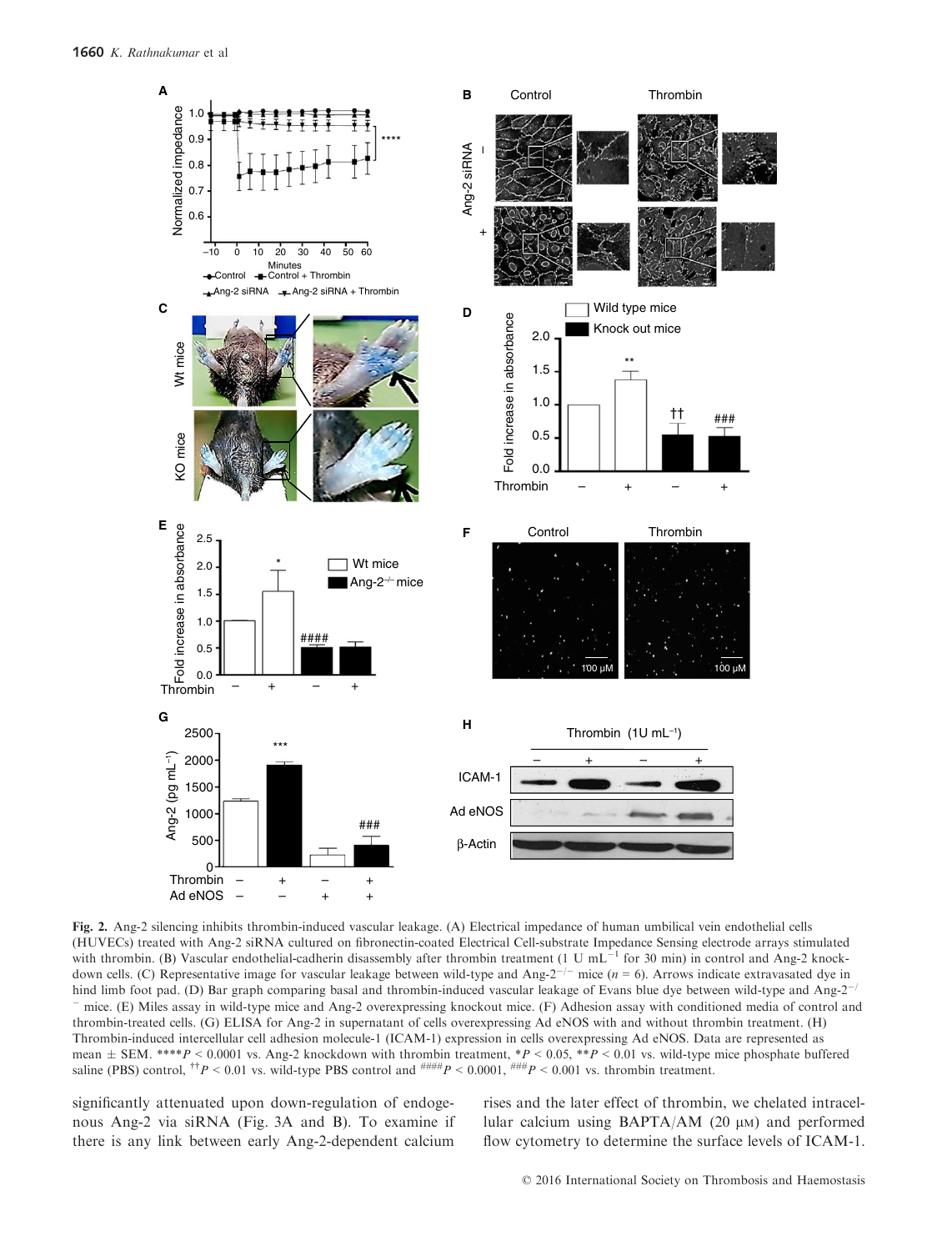Fig. 2. Ang-2 silencing inhibits thrombin-induced vascular leakage. (A) Electrical impedance of human umbilical vein endothelial cells (HUVECs) treated with Ang-2 siRNA cultured on fibronectin-coated Electrical Cell-substrate Impedance Sensing electrode arrays stimulated with thrombin. (B) Vascular endothelial-cadherin disassembly after thrombin treatment (1 U $mL^{-1}$ for 30 min) in control and Ang-2 knockdown cells. (C) Representative image for vascular leakage between wild-type and Ang-$2^{-/-}$ mice ($n$ = 6). Arrows indicate extravasated dye in hind limb foot pad. (D) Bar graph comparing basal and thrombin-induced vascular leakage of Evans blue dye between wild-type and Ang-$2^{-/-}$ mice. (E) Miles assay in wild-type mice and Ang-2 overexpressing knockout mice. (F) Adhesion assay with conditioned media of control and thrombin-treated cells. (G) ELISA for Ang-2 in supernatant of cells overexpressing Ad eNOS with and without thrombin treatment. (H) Thrombin-induced intercellular cell adhesion molecule-1 (ICAM-1) expression in cells overexpressing Ad eNOS. Data are represented as mean ± SEM. ****$P$ < 0.0001 vs. Ang-2 knockdown with thrombin treatment, *$P$ < 0.05, **$P$ < 0.01 vs. wild-type mice phosphate buffered saline (PBS) control, ††$P$ < 0.01 vs. wild-type PBS control and ####$P$ < 0.0001, ###$P$ < 0.001 vs. thrombin treatment.

significantly attenuated upon down-regulation of endogenous Ang-2 via siRNA (Fig. 3A and B). To examine if there is any link between early Ang-2-dependent calcium rises and the later effect of thrombin, we chelated intracellular calcium using BAPTA/AM (20 μM) and performed flow cytometry to determine the surface levels of ICAM-1.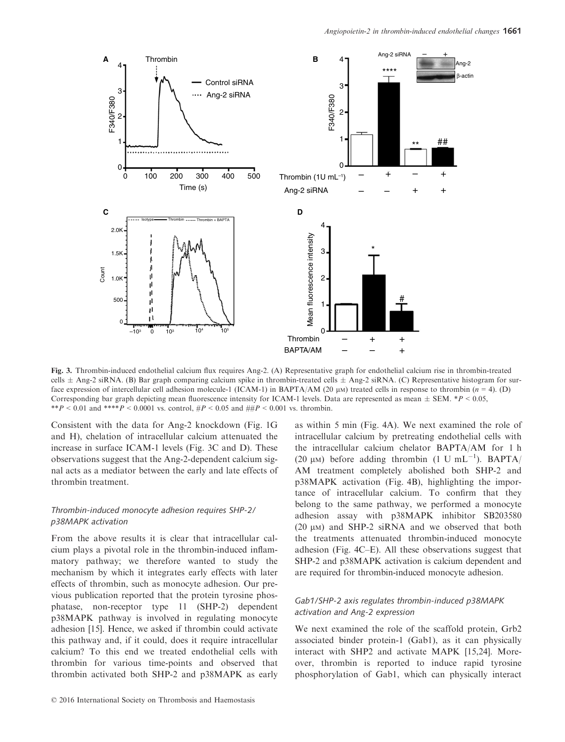Fig. 3. Thrombin-induced endothelial calcium flux requires Ang-2. (A) Representative graph for endothelial calcium rise in thrombin-treated cells ± Ang-2 siRNA. (B) Bar graph comparing calcium spike in thrombin-treated cells ± Ang-2 siRNA. (C) Representative histogram for surface expression of intercellular cell adhesion molecule-1 (ICAM-1) in BAPTA/AM (20 μM) treated cells in response to thrombin ($n = 4$). (D) Corresponding bar graph depicting mean fluorescence intensity for ICAM-1 levels. Data are represented as mean ± SEM. $*P < 0.05$, $**P < 0.01$ and $****P < 0.0001$ vs. control, $\#P < 0.05$ and $\#\#P < 0.001$ vs. thrombin.

Consistent with the data for Ang-2 knockdown (Fig. 1G and H), chelation of intracellular calcium attenuated the increase in surface ICAM-1 levels (Fig. 3C and D). These observations suggest that the Ang-2-dependent calcium signal acts as a mediator between the early and late effects of thrombin treatment.

### *Thrombin-induced monocyte adhesion requires SHP-2/p38MAPK activation*

From the above results it is clear that intracellular calcium plays a pivotal role in the thrombin-induced inflammatory pathway; we therefore wanted to study the mechanism by which it integrates early effects with later effects of thrombin, such as monocyte adhesion. Our previous publication reported that the protein tyrosine phosphatase, non-receptor type 11 (SHP-2) dependent p38MAPK pathway is involved in regulating monocyte adhesion [15]. Hence, we asked if thrombin could activate this pathway and, if it could, does it require intracellular calcium? To this end we treated endothelial cells with thrombin for various time-points and observed that thrombin activated both SHP-2 and p38MAPK as early as within 5 min (Fig. 4A). We next examined the role of intracellular calcium by pretreating endothelial cells with the intracellular calcium chelator BAPTA/AM for 1 h (20 μM) before adding thrombin (1 U mL$^{-1}$). BAPTA/AM treatment completely abolished both SHP-2 and p38MAPK activation (Fig. 4B), highlighting the importance of intracellular calcium. To confirm that they belong to the same pathway, we performed a monocyte adhesion assay with p38MAPK inhibitor SB203580 (20 μM) and SHP-2 siRNA and we observed that both the treatments attenuated thrombin-induced monocyte adhesion (Fig. 4C–E). All these observations suggest that SHP-2 and p38MAPK activation is calcium dependent and are required for thrombin-induced monocyte adhesion.

### *Gab1/SHP-2 axis regulates thrombin-induced p38MAPK activation and Ang-2 expression*

We next examined the role of the scaffold protein, Grb2 associated binder protein-1 (Gab1), as it can physically interact with SHP2 and activate MAPK [15,24]. Moreover, thrombin is reported to induce rapid tyrosine phosphorylation of Gab1, which can physically interact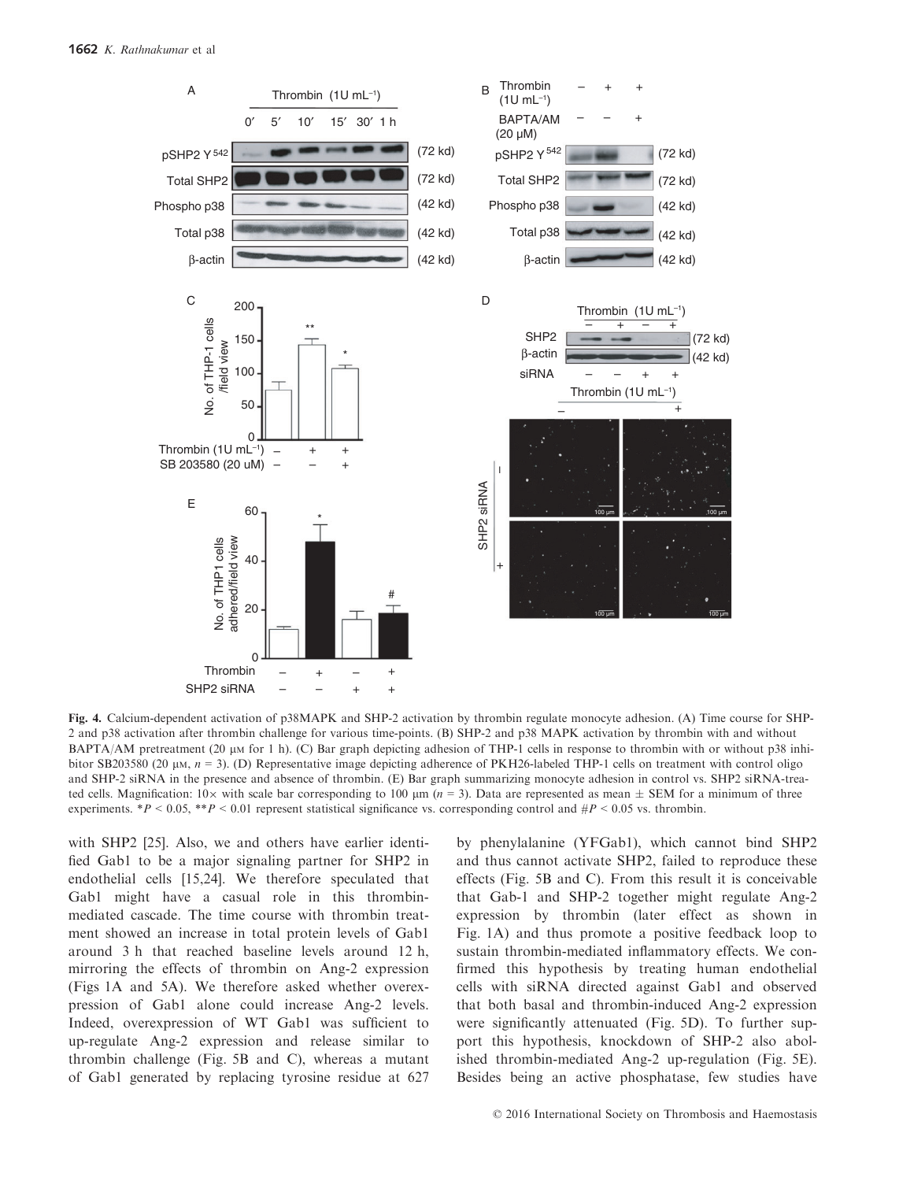**Fig. 4.** Calcium-dependent activation of p38MAPK and SHP-2 activation by thrombin regulate monocyte adhesion. (A) Time course for SHP-2 and p38 activation after thrombin challenge for various time-points. (B) SHP-2 and p38 MAPK activation by thrombin with and without BAPTA/AM pretreatment (20 μM for 1 h). (C) Bar graph depicting adhesion of THP-1 cells in response to thrombin with or without p38 inhibitor SB203580 (20 μM, $n = 3$). (D) Representative image depicting adherence of PKH26-labeled THP-1 cells on treatment with control oligo and SHP-2 siRNA in the presence and absence of thrombin. (E) Bar graph summarizing monocyte adhesion in control vs. SHP2 siRNA-treated cells. Magnification: 10× with scale bar corresponding to 100 μm ($n = 3$). Data are represented as mean ± SEM for a minimum of three experiments. $*P < 0.05$, $**P < 0.01$ represent statistical significance vs. corresponding control and $\#P < 0.05$ vs. thrombin.

with SHP2 [25]. Also, we and others have earlier identified Gab1 to be a major signaling partner for SHP2 in endothelial cells [15,24]. We therefore speculated that Gab1 might have a casual role in this thrombin-mediated cascade. The time course with thrombin treatment showed an increase in total protein levels of Gab1 around 3 h that reached baseline levels around 12 h, mirroring the effects of thrombin on Ang-2 expression (Figs 1A and 5A). We therefore asked whether overexpression of Gab1 alone could increase Ang-2 levels. Indeed, overexpression of WT Gab1 was sufficient to up-regulate Ang-2 expression and release similar to thrombin challenge (Fig. 5B and C), whereas a mutant of Gab1 generated by replacing tyrosine residue at 627 by phenylalanine (YFGab1), which cannot bind SHP2 and thus cannot activate SHP2, failed to reproduce these effects (Fig. 5B and C). From this result it is conceivable that Gab-1 and SHP-2 together might regulate Ang-2 expression by thrombin (later effect as shown in Fig. 1A) and thus promote a positive feedback loop to sustain thrombin-mediated inflammatory effects. We confirmed this hypothesis by treating human endothelial cells with siRNA directed against Gab1 and observed that both basal and thrombin-induced Ang-2 expression were significantly attenuated (Fig. 5D). To further support this hypothesis, knockdown of SHP-2 also abolished thrombin-mediated Ang-2 up-regulation (Fig. 5E). Besides being an active phosphatase, few studies have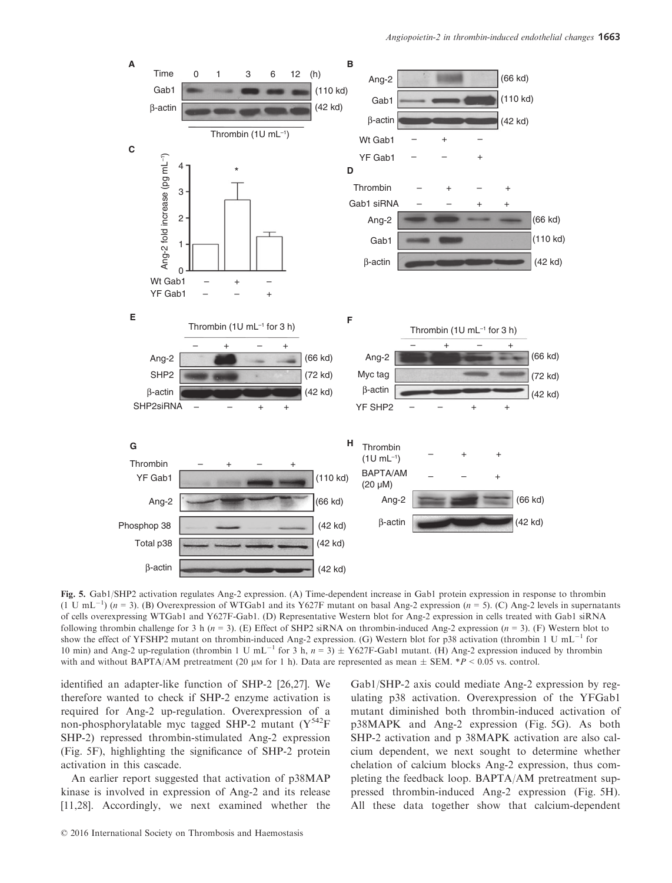**Fig. 5.** Gab1/SHP2 activation regulates Ang-2 expression. (A) Time-dependent increase in Gab1 protein expression in response to thrombin (1 U mL$^{-1}$) ($n = 3$). (B) Overexpression of WTGab1 and its Y627F mutant on basal Ang-2 expression ($n = 5$). (C) Ang-2 levels in supernatants of cells overexpressing WTGab1 and Y627F-Gab1. (D) Representative Western blot for Ang-2 expression in cells treated with Gab1 siRNA following thrombin challenge for 3 h ($n = 3$). (E) Effect of SHP2 siRNA on thrombin-induced Ang-2 expression ($n = 3$). (F) Western blot to show the effect of YFSHP2 mutant on thrombin-induced Ang-2 expression. (G) Western blot for p38 activation (thrombin 1 U mL$^{-1}$ for 10 min) and Ang-2 up-regulation (thrombin 1 U mL$^{-1}$ for 3 h, $n = 3$) ± Y627F-Gab1 mutant. (H) Ang-2 expression induced by thrombin with and without BAPTA/AM pretreatment (20 μM for 1 h). Data are represented as mean ± SEM. *$P < 0.05$ vs. control.

identified an adapter-like function of SHP-2 [26,27]. We therefore wanted to check if SHP-2 enzyme activation is required for Ang-2 up-regulation. Overexpression of a non-phosphorylatable myc tagged SHP-2 mutant ($Y^{542}F$ SHP-2) repressed thrombin-stimulated Ang-2 expression (Fig. 5F), highlighting the significance of SHP-2 protein activation in this cascade.

An earlier report suggested that activation of p38MAP kinase is involved in expression of Ang-2 and its release [11,28]. Accordingly, we next examined whether the Gab1/SHP-2 axis could mediate Ang-2 expression by regulating p38 activation. Overexpression of the YFGab1 mutant diminished both thrombin-induced activation of p38MAPK and Ang-2 expression (Fig. 5G). As both SHP-2 activation and p 38MAPK activation are also calcium dependent, we next sought to determine whether chelation of calcium blocks Ang-2 expression, thus completing the feedback loop. BAPTA/AM pretreatment suppressed thrombin-induced Ang-2 expression (Fig. 5H). All these data together show that calcium-dependent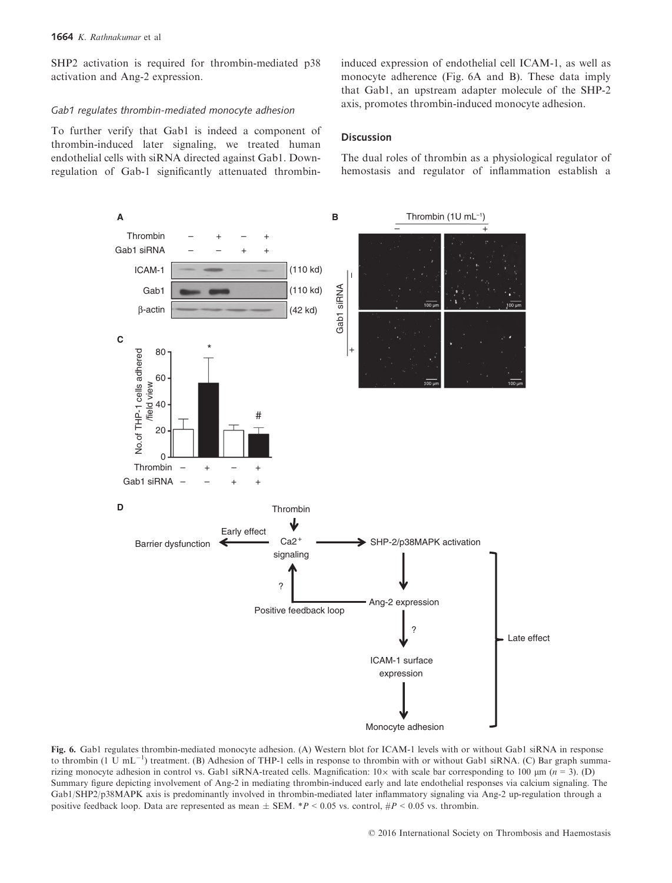SHP2 activation is required for thrombin-mediated p38 activation and Ang-2 expression.

### Gab1 regulates thrombin-mediated monocyte adhesion

To further verify that Gab1 is indeed a component of thrombin-induced later signaling, we treated human endothelial cells with siRNA directed against Gab1. Down-regulation of Gab-1 significantly attenuated thrombin-induced expression of endothelial cell ICAM-1, as well as monocyte adherence (Fig. 6A and B). These data imply that Gab1, an upstream adapter molecule of the SHP-2 axis, promotes thrombin-induced monocyte adhesion.

## Discussion

The dual roles of thrombin as a physiological regulator of hemostasis and regulator of inflammation establish a

**Fig. 6.** Gab1 regulates thrombin-mediated monocyte adhesion. (A) Western blot for ICAM-1 levels with or without Gab1 siRNA in response to thrombin (1 U $mL^{-1}$) treatment. (B) Adhesion of THP-1 cells in response to thrombin with or without Gab1 siRNA. (C) Bar graph summarizing monocyte adhesion in control vs. Gab1 siRNA-treated cells. Magnification: 10× with scale bar corresponding to 100 μm ($n = 3$). (D) Summary figure depicting involvement of Ang-2 in mediating thrombin-induced early and late endothelial responses via calcium signaling. The Gab1/SHP2/p38MAPK axis is predominantly involved in thrombin-mediated later inflammatory signaling via Ang-2 up-regulation through a positive feedback loop. Data are represented as mean ± SEM. $*P < 0.05$ vs. control, $\#P < 0.05$ vs. thrombin.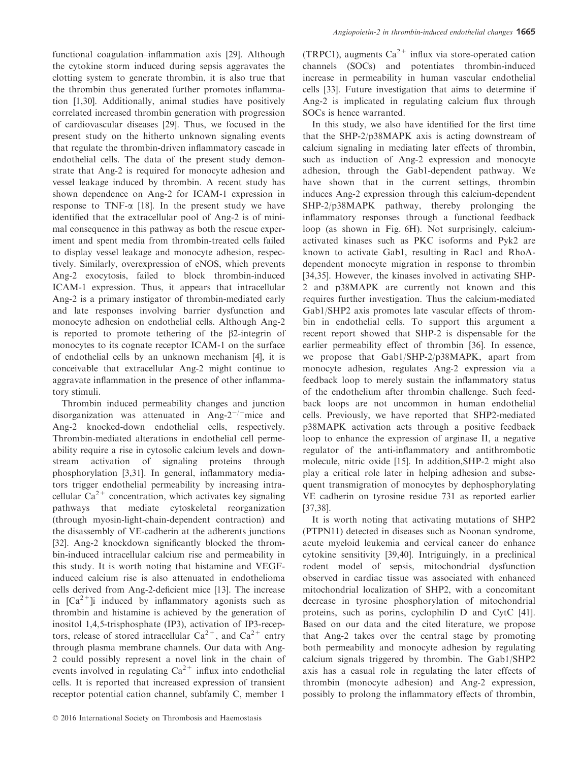functional coagulation–inflammation axis [29]. Although the cytokine storm induced during sepsis aggravates the clotting system to generate thrombin, it is also true that the thrombin thus generated further promotes inflammation [1,30]. Additionally, animal studies have positively correlated increased thrombin generation with progression of cardiovascular diseases [29]. Thus, we focused in the present study on the hitherto unknown signaling events that regulate the thrombin-driven inflammatory cascade in endothelial cells. The data of the present study demonstrate that Ang-2 is required for monocyte adhesion and vessel leakage induced by thrombin. A recent study has shown dependence on Ang-2 for ICAM-1 expression in response to TNF-$\alpha$ [18]. In the present study we have identified that the extracellular pool of Ang-2 is of minimal consequence in this pathway as both the rescue experiment and spent media from thrombin-treated cells failed to display vessel leakage and monocyte adhesion, respectively. Similarly, overexpression of eNOS, which prevents Ang-2 exocytosis, failed to block thrombin-induced ICAM-1 expression. Thus, it appears that intracellular Ang-2 is a primary instigator of thrombin-mediated early and late responses involving barrier dysfunction and monocyte adhesion on endothelial cells. Although Ang-2 is reported to promote tethering of the $\beta$2-integrin of monocytes to its cognate receptor ICAM-1 on the surface of endothelial cells by an unknown mechanism [4], it is conceivable that extracellular Ang-2 might continue to aggravate inflammation in the presence of other inflammatory stimuli.

Thrombin induced permeability changes and junction disorganization was attenuated in Ang-$2^{-/-}$mice and Ang-2 knocked-down endothelial cells, respectively. Thrombin-mediated alterations in endothelial cell permeability require a rise in cytosolic calcium levels and downstream activation of signaling proteins through phosphorylation [3,31]. In general, inflammatory mediators trigger endothelial permeability by increasing intracellular $Ca^{2+}$ concentration, which activates key signaling pathways that mediate cytoskeletal reorganization (through myosin-light-chain-dependent contraction) and the disassembly of VE-cadherin at the adherents junctions [32]. Ang-2 knockdown significantly blocked the thrombin-induced intracellular calcium rise and permeability in this study. It is worth noting that histamine and VEGF-induced calcium rise is also attenuated in endothelioma cells derived from Ang-2-deficient mice [13]. The increase in $[Ca^{2+}]$i induced by inflammatory agonists such as thrombin and histamine is achieved by the generation of inositol 1,4,5-trisphosphate (IP3), activation of IP3-receptors, release of stored intracellular $Ca^{2+}$, and $Ca^{2+}$ entry through plasma membrane channels. Our data with Ang-2 could possibly represent a novel link in the chain of events involved in regulating $Ca^{2+}$ influx into endothelial cells. It is reported that increased expression of transient receptor potential cation channel, subfamily C, member 1 (TRPC1), augments $Ca^{2+}$ influx via store-operated cation channels (SOCs) and potentiates thrombin-induced increase in permeability in human vascular endothelial cells [33]. Future investigation that aims to determine if Ang-2 is implicated in regulating calcium flux through SOCs is hence warranted.

In this study, we also have identified for the first time that the SHP-2/p38MAPK axis is acting downstream of calcium signaling in mediating later effects of thrombin, such as induction of Ang-2 expression and monocyte adhesion, through the Gab1-dependent pathway. We have shown that in the current settings, thrombin induces Ang-2 expression through this calcium-dependent SHP-2/p38MAPK pathway, thereby prolonging the inflammatory responses through a functional feedback loop (as shown in Fig. 6H). Not surprisingly, calcium-activated kinases such as PKC isoforms and Pyk2 are known to activate Gab1, resulting in Rac1 and RhoA-dependent monocyte migration in response to thrombin [34,35]. However, the kinases involved in activating SHP-2 and p38MAPK are currently not known and this requires further investigation. Thus the calcium-mediated Gab1/SHP2 axis promotes late vascular effects of thrombin in endothelial cells. To support this argument a recent report showed that SHP-2 is dispensable for the earlier permeability effect of thrombin [36]. In essence, we propose that Gab1/SHP-2/p38MAPK, apart from monocyte adhesion, regulates Ang-2 expression via a feedback loop to merely sustain the inflammatory status of the endothelium after thrombin challenge. Such feedback loops are not uncommon in human endothelial cells. Previously, we have reported that SHP2-mediated p38MAPK activation acts through a positive feedback loop to enhance the expression of arginase II, a negative regulator of the anti-inflammatory and antithrombotic molecule, nitric oxide [15]. In addition,SHP-2 might also play a critical role later in helping adhesion and subsequent transmigration of monocytes by dephosphorylating VE cadherin on tyrosine residue 731 as reported earlier [37,38].

It is worth noting that activating mutations of SHP2 (PTPN11) detected in diseases such as Noonan syndrome, acute myeloid leukemia and cervical cancer do enhance cytokine sensitivity [39,40]. Intriguingly, in a preclinical rodent model of sepsis, mitochondrial dysfunction observed in cardiac tissue was associated with enhanced mitochondrial localization of SHP2, with a concomitant decrease in tyrosine phosphorylation of mitochondrial proteins, such as porins, cyclophilin D and CytC [41]. Based on our data and the cited literature, we propose that Ang-2 takes over the central stage by promoting both permeability and monocyte adhesion by regulating calcium signals triggered by thrombin. The Gab1/SHP2 axis has a casual role in regulating the later effects of thrombin (monocyte adhesion) and Ang-2 expression, possibly to prolong the inflammatory effects of thrombin,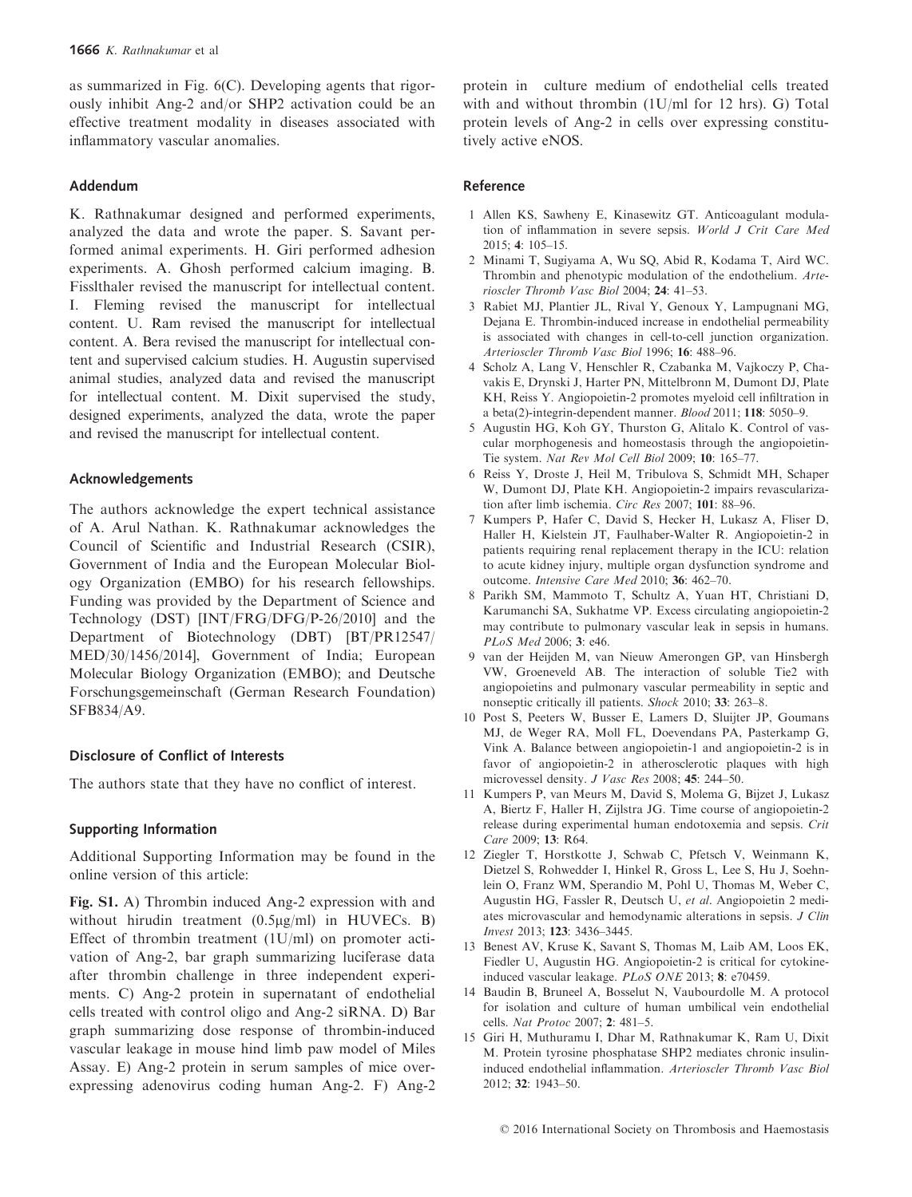as summarized in Fig. 6(C). Developing agents that rigorously inhibit Ang-2 and/or SHP2 activation could be an effective treatment modality in diseases associated with inflammatory vascular anomalies.

## Addendum

K. Rathnakumar designed and performed experiments, analyzed the data and wrote the paper. S. Savant performed animal experiments. H. Giri performed adhesion experiments. A. Ghosh performed calcium imaging. B. Fisslthaler revised the manuscript for intellectual content. I. Fleming revised the manuscript for intellectual content. U. Ram revised the manuscript for intellectual content. A. Bera revised the manuscript for intellectual content and supervised calcium studies. H. Augustin supervised animal studies, analyzed data and revised the manuscript for intellectual content. M. Dixit supervised the study, designed experiments, analyzed the data, wrote the paper and revised the manuscript for intellectual content.

## Acknowledgements

The authors acknowledge the expert technical assistance of A. Arul Nathan. K. Rathnakumar acknowledges the Council of Scientific and Industrial Research (CSIR), Government of India and the European Molecular Biology Organization (EMBO) for his research fellowships. Funding was provided by the Department of Science and Technology (DST) [INT/FRG/DFG/P-26/2010] and the Department of Biotechnology (DBT) [BT/PR12547/MED/30/1456/2014], Government of India; European Molecular Biology Organization (EMBO); and Deutsche Forschungsgemeinschaft (German Research Foundation) SFB834/A9.

## Disclosure of Conflict of Interests

The authors state that they have no conflict of interest.

## Supporting Information

Additional Supporting Information may be found in the online version of this article:

**Fig. S1.** A) Thrombin induced Ang-2 expression with and without hirudin treatment (0.5μg/ml) in HUVECs. B) Effect of thrombin treatment (1U/ml) on promoter activation of Ang-2, bar graph summarizing luciferase data after thrombin challenge in three independent experiments. C) Ang-2 protein in supernatant of endothelial cells treated with control oligo and Ang-2 siRNA. D) Bar graph summarizing dose response of thrombin-induced vascular leakage in mouse hind limb paw model of Miles Assay. E) Ang-2 protein in serum samples of mice over-expressing adenovirus coding human Ang-2. F) Ang-2 protein in culture medium of endothelial cells treated with and without thrombin (1U/ml for 12 hrs). G) Total protein levels of Ang-2 in cells over expressing constitutively active eNOS.

## Reference

1. Allen KS, Sawheny E, Kinasewitz GT. Anticoagulant modulation of inflammation in severe sepsis. *World J Crit Care Med* 2015; **4**: 105–15.
2. Minami T, Sugiyama A, Wu SQ, Abid R, Kodama T, Aird WC. Thrombin and phenotypic modulation of the endothelium. *Arterioscler Thromb Vasc Biol* 2004; **24**: 41–53.
3. Rabiet MJ, Plantier JL, Rival Y, Genoux Y, Lampugnani MG, Dejana E. Thrombin-induced increase in endothelial permeability is associated with changes in cell-to-cell junction organization. *Arterioscler Thromb Vasc Biol* 1996; **16**: 488–96.
4. Scholz A, Lang V, Henschler R, Czabanka M, Vajkoczy P, Chavakis E, Drynski J, Harter PN, Mittelbronn M, Dumont DJ, Plate KH, Reiss Y. Angiopoietin-2 promotes myeloid cell infiltration in a beta(2)-integrin-dependent manner. *Blood* 2011; **118**: 5050–9.
5. Augustin HG, Koh GY, Thurston G, Alitalo K. Control of vascular morphogenesis and homeostasis through the angiopoietin-Tie system. *Nat Rev Mol Cell Biol* 2009; **10**: 165–77.
6. Reiss Y, Droste J, Heil M, Tribulova S, Schmidt MH, Schaper W, Dumont DJ, Plate KH. Angiopoietin-2 impairs revascularization after limb ischemia. *Circ Res* 2007; **101**: 88–96.
7. Kumpers P, Hafer C, David S, Hecker H, Lukasz A, Fliser D, Haller H, Kielstein JT, Faulhaber-Walter R. Angiopoietin-2 in patients requiring renal replacement therapy in the ICU: relation to acute kidney injury, multiple organ dysfunction syndrome and outcome. *Intensive Care Med* 2010; **36**: 462–70.
8. Parikh SM, Mammoto T, Schultz A, Yuan HT, Christiani D, Karumanchi SA, Sukhatme VP. Excess circulating angiopoietin-2 may contribute to pulmonary vascular leak in sepsis in humans. *PLoS Med* 2006; **3**: e46.
9. van der Heijden M, van Nieuw Amerongen GP, van Hinsbergh VW, Groeneveld AB. The interaction of soluble Tie2 with angiopoietins and pulmonary vascular permeability in septic and nonseptic critically ill patients. *Shock* 2010; **33**: 263–8.
10. Post S, Peeters W, Busser E, Lamers D, Sluijter JP, Goumans MJ, de Weger RA, Moll FL, Doevendans PA, Pasterkamp G, Vink A. Balance between angiopoietin-1 and angiopoietin-2 is in favor of angiopoietin-2 in atherosclerotic plaques with high microvessel density. *J Vasc Res* 2008; **45**: 244–50.
11. Kumpers P, van Meurs M, David S, Molema G, Bijzet J, Lukasz A, Biertz F, Haller H, Zijlstra JG. Time course of angiopoietin-2 release during experimental human endotoxemia and sepsis. *Crit Care* 2009; **13**: R64.
12. Ziegler T, Horstkotte J, Schwab C, Pfetsch V, Weinmann K, Dietzel S, Rohwedder I, Hinkel R, Gross L, Lee S, Hu J, Soehnlein O, Franz WM, Sperandio M, Pohl U, Thomas M, Weber C, Augustin HG, Fassler R, Deutsch U, *et al*. Angiopoietin 2 mediates microvascular and hemodynamic alterations in sepsis. *J Clin Invest* 2013; **123**: 3436–3445.
13. Benest AV, Kruse K, Savant S, Thomas M, Laib AM, Loos EK, Fiedler U, Augustin HG. Angiopoietin-2 is critical for cytokine-induced vascular leakage. *PLoS ONE* 2013; **8**: e70459.
14. Baudin B, Bruneel A, Bosselut N, Vaubourdolle M. A protocol for isolation and culture of human umbilical vein endothelial cells. *Nat Protoc* 2007; **2**: 481–5.
15. Giri H, Muthuramu I, Dhar M, Rathnakumar K, Ram U, Dixit M. Protein tyrosine phosphatase SHP2 mediates chronic insulin-induced endothelial inflammation. *Arterioscler Thromb Vasc Biol* 2012; **32**: 1943–50.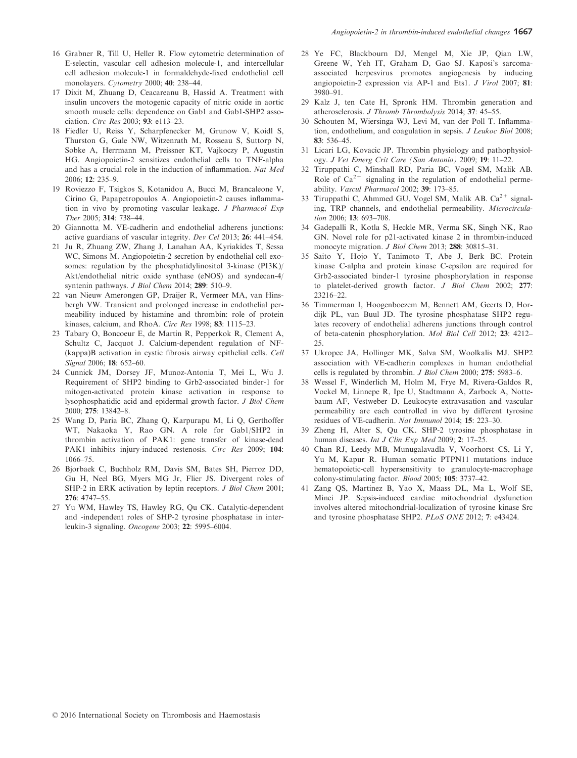16 Grabner R, Till U, Heller R. Flow cytometric determination of E-selectin, vascular cell adhesion molecule-1, and intercellular cell adhesion molecule-1 in formaldehyde-fixed endothelial cell monolayers. *Cytometry* 2000; **40**: 238–44.

17 Dixit M, Zhuang D, Ceacareanu B, Hassid A. Treatment with insulin uncovers the motogenic capacity of nitric oxide in aortic smooth muscle cells: dependence on Gab1 and Gab1-SHP2 association. *Circ Res* 2003; **93**: e113–23.

18 Fiedler U, Reiss Y, Scharpfenecker M, Grunow V, Koidl S, Thurston G, Gale NW, Witzenrath M, Rosseau S, Suttorp N, Sobke A, Herrmann M, Preissner KT, Vajkoczy P, Augustin HG. Angiopoietin-2 sensitizes endothelial cells to TNF-alpha and has a crucial role in the induction of inflammation. *Nat Med* 2006; **12**: 235–9.

19 Roviezzo F, Tsigkos S, Kotanidou A, Bucci M, Brancaleone V, Cirino G, Papapetropoulos A. Angiopoietin-2 causes inflammation in vivo by promoting vascular leakage. *J Pharmacol Exp Ther* 2005; **314**: 738–44.

20 Giannotta M. VE-cadherin and endothelial adherens junctions: active guardians of vascular integrity. *Dev Cel* 2013; **26**: 441–454.

21 Ju R, Zhuang ZW, Zhang J, Lanahan AA, Kyriakides T, Sessa WC, Simons M. Angiopoietin-2 secretion by endothelial cell exosomes: regulation by the phosphatidylinositol 3-kinase (PI3K)/Akt/endothelial nitric oxide synthase (eNOS) and syndecan-4/syntenin pathways. *J Biol Chem* 2014; **289**: 510–9.

22 van Nieuw Amerongen GP, Draijer R, Vermeer MA, van Hinsbergh VW. Transient and prolonged increase in endothelial permeability induced by histamine and thrombin: role of protein kinases, calcium, and RhoA. *Circ Res* 1998; **83**: 1115–23.

23 Tabary O, Boncoeur E, de Martin R, Pepperkok R, Clement A, Schultz C, Jacquot J. Calcium-dependent regulation of NF-(kappa)B activation in cystic fibrosis airway epithelial cells. *Cell Signal* 2006; **18**: 652–60.

24 Cunnick JM, Dorsey JF, Munoz-Antonia T, Mei L, Wu J. Requirement of SHP2 binding to Grb2-associated binder-1 for mitogen-activated protein kinase activation in response to lysophosphatidic acid and epidermal growth factor. *J Biol Chem* 2000; **275**: 13842–8.

25 Wang D, Paria BC, Zhang Q, Karpurapu M, Li Q, Gerthoffer WT, Nakaoka Y, Rao GN. A role for Gab1/SHP2 in thrombin activation of PAK1: gene transfer of kinase-dead PAK1 inhibits injury-induced restenosis. *Circ Res* 2009; **104**: 1066–75.

26 Bjorbaek C, Buchholz RM, Davis SM, Bates SH, Pierroz DD, Gu H, Neel BG, Myers MG Jr, Flier JS. Divergent roles of SHP-2 in ERK activation by leptin receptors. *J Biol Chem* 2001; **276**: 4747–55.

27 Yu WM, Hawley TS, Hawley RG, Qu CK. Catalytic-dependent and -independent roles of SHP-2 tyrosine phosphatase in interleukin-3 signaling. *Oncogene* 2003; **22**: 5995–6004.

28 Ye FC, Blackbourn DJ, Mengel M, Xie JP, Qian LW, Greene W, Yeh IT, Graham D, Gao SJ. Kaposi's sarcoma-associated herpesvirus promotes angiogenesis by inducing angiopoietin-2 expression via AP-1 and Ets1. *J Virol* 2007; **81**: 3980–91.

29 Kalz J, ten Cate H, Spronk HM. Thrombin generation and atherosclerosis. *J Thromb Thrombolysis* 2014; **37**: 45–55.

30 Schouten M, Wiersinga WJ, Levi M, van der Poll T. Inflammation, endothelium, and coagulation in sepsis. *J Leukoc Biol* 2008; **83**: 536–45.

31 Licari LG, Kovacic JP. Thrombin physiology and pathophysiology. *J Vet Emerg Crit Care (San Antonio)* 2009; **19**: 11–22.

32 Tiruppathi C, Minshall RD, Paria BC, Vogel SM, Malik AB. Role of $Ca^{2+}$ signaling in the regulation of endothelial permeability. *Vascul Pharmacol* 2002; **39**: 173–85.

33 Tiruppathi C, Ahmmed GU, Vogel SM, Malik AB. $Ca^{2+}$ signaling, TRP channels, and endothelial permeability. *Microcirculation* 2006; **13**: 693–708.

34 Gadepalli R, Kotla S, Heckle MR, Verma SK, Singh NK, Rao GN. Novel role for p21-activated kinase 2 in thrombin-induced monocyte migration. *J Biol Chem* 2013; **288**: 30815–31.

35 Saito Y, Hojo Y, Tanimoto T, Abe J, Berk BC. Protein kinase C-alpha and protein kinase C-epsilon are required for Grb2-associated binder-1 tyrosine phosphorylation in response to platelet-derived growth factor. *J Biol Chem* 2002; **277**: 23216–22.

36 Timmerman I, Hoogenboezem M, Bennett AM, Geerts D, Hordijk PL, van Buul JD. The tyrosine phosphatase SHP2 regulates recovery of endothelial adherens junctions through control of beta-catenin phosphorylation. *Mol Biol Cell* 2012; **23**: 4212–25.

37 Ukropec JA, Hollinger MK, Salva SM, Woolkalis MJ. SHP2 association with VE-cadherin complexes in human endothelial cells is regulated by thrombin. *J Biol Chem* 2000; **275**: 5983–6.

38 Wessel F, Winderlich M, Holm M, Frye M, Rivera-Galdos R, Vockel M, Linnepe R, Ipe U, Stadtmann A, Zarbock A, Nottebaum AF, Vestweber D. Leukocyte extravasation and vascular permeability are each controlled in vivo by different tyrosine residues of VE-cadherin. *Nat Immunol* 2014; **15**: 223–30.

39 Zheng H, Alter S, Qu CK. SHP-2 tyrosine phosphatase in human diseases. *Int J Clin Exp Med* 2009; **2**: 17–25.

40 Chan RJ, Leedy MB, Munugalavadla V, Voorhorst CS, Li Y, Yu M, Kapur R. Human somatic PTPN11 mutations induce hematopoietic-cell hypersensitivity to granulocyte-macrophage colony-stimulating factor. *Blood* 2005; **105**: 3737–42.

41 Zang QS, Martinez B, Yao X, Maass DL, Ma L, Wolf SE, Minei JP. Sepsis-induced cardiac mitochondrial dysfunction involves altered mitochondrial-localization of tyrosine kinase Src and tyrosine phosphatase SHP2. *PLoS ONE* 2012; **7**: e43424.